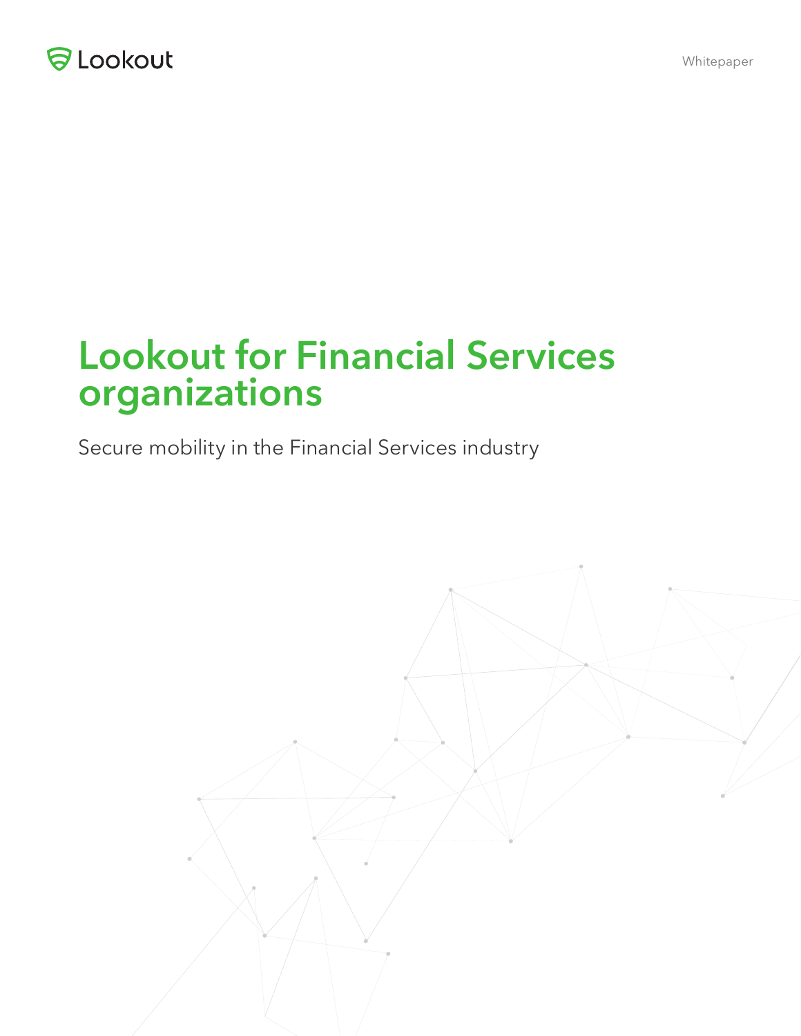Lookout

Whitepaper

# Lookout for Financial Services organizations

Secure mobility in the Financial Services industry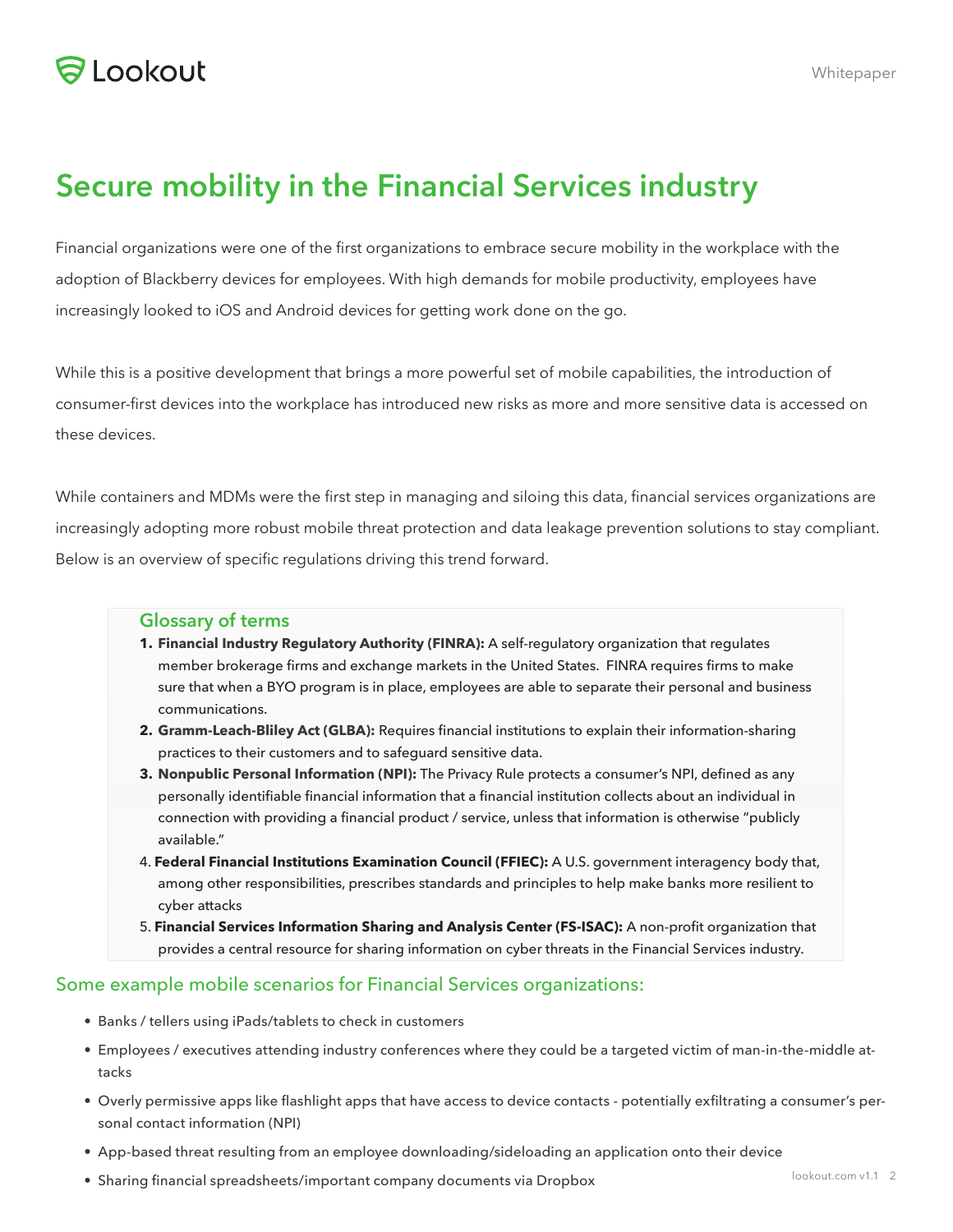# Secure mobility in the Financial Services industry

Financial organizations were one of the first organizations to embrace secure mobility in the workplace with the adoption of Blackberry devices for employees. With high demands for mobile productivity, employees have increasingly looked to iOS and Android devices for getting work done on the go.

While this is a positive development that brings a more powerful set of mobile capabilities, the introduction of consumer-first devices into the workplace has introduced new risks as more and more sensitive data is accessed on these devices.

While containers and MDMs were the first step in managing and siloing this data, financial services organizations are increasingly adopting more robust mobile threat protection and data leakage prevention solutions to stay compliant. Below is an overview of specific regulations driving this trend forward.

## Glossary of terms

1. **Financial Industry Regulatory Authority (FINRA):** A self-regulatory organization that regulates member brokerage firms and exchange markets in the United States. FINRA requires firms to make sure that when a BYO program is in place, employees are able to separate their personal and business communications.
2. **Gramm-Leach-Bliley Act (GLBA):** Requires financial institutions to explain their information-sharing practices to their customers and to safeguard sensitive data.
3. **Nonpublic Personal Information (NPI):** The Privacy Rule protects a consumer's NPI, defined as any personally identifiable financial information that a financial institution collects about an individual in connection with providing a financial product / service, unless that information is otherwise "publicly available."
4. **Federal Financial Institutions Examination Council (FFIEC):** A U.S. government interagency body that, among other responsibilities, prescribes standards and principles to help make banks more resilient to cyber attacks
5. **Financial Services Information Sharing and Analysis Center (FS-ISAC):** A non-profit organization that provides a central resource for sharing information on cyber threats in the Financial Services industry.

## Some example mobile scenarios for Financial Services organizations:

- Banks / tellers using iPads/tablets to check in customers
- Employees / executives attending industry conferences where they could be a targeted victim of man-in-the-middle attacks
- Overly permissive apps like flashlight apps that have access to device contacts - potentially exfiltrating a consumer's personal contact information (NPI)
- App-based threat resulting from an employee downloading/sideloading an application onto their device
- Sharing financial spreadsheets/important company documents via Dropbox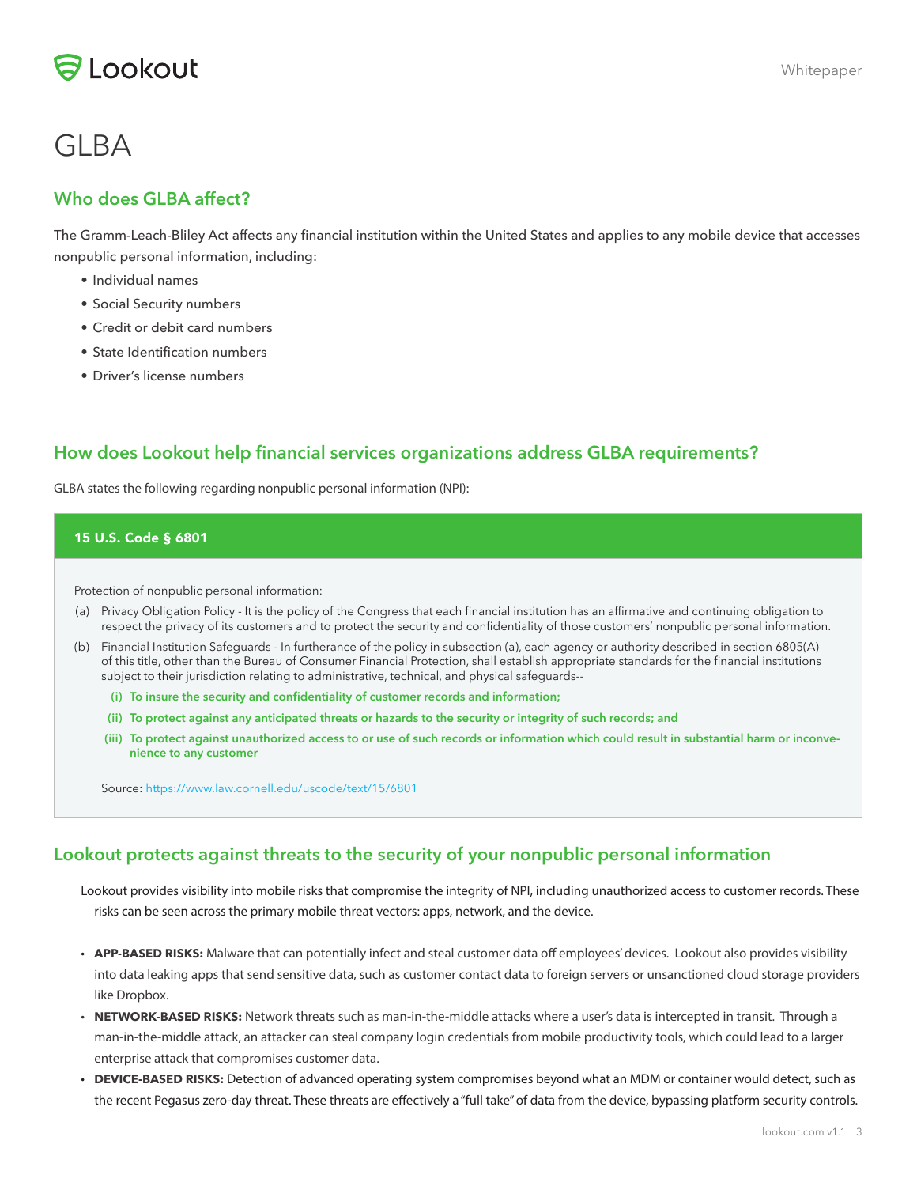# GLBA

## Who does GLBA affect?

The Gramm-Leach-Bliley Act affects any financial institution within the United States and applies to any mobile device that accesses nonpublic personal information, including:

- Individual names
- Social Security numbers
- Credit or debit card numbers
- State Identification numbers
- Driver's license numbers

## How does Lookout help financial services organizations address GLBA requirements?

GLBA states the following regarding nonpublic personal information (NPI):

**15 U.S. Code § 6801**

Protection of nonpublic personal information:

(a) Privacy Obligation Policy - It is the policy of the Congress that each financial institution has an affirmative and continuing obligation to respect the privacy of its customers and to protect the security and confidentiality of those customers' nonpublic personal information.

(b) Financial Institution Safeguards - In furtherance of the policy in subsection (a), each agency or authority described in section 6805(A) of this title, other than the Bureau of Consumer Financial Protection, shall establish appropriate standards for the financial institutions subject to their jurisdiction relating to administrative, technical, and physical safeguards--

**(i) To insure the security and confidentiality of customer records and information;**

**(ii) To protect against any anticipated threats or hazards to the security or integrity of such records; and**

**(iii) To protect against unauthorized access to or use of such records or information which could result in substantial harm or inconvenience to any customer**

Source: https://www.law.cornell.edu/uscode/text/15/6801

## Lookout protects against threats to the security of your nonpublic personal information

Lookout provides visibility into mobile risks that compromise the integrity of NPI, including unauthorized access to customer records. These risks can be seen across the primary mobile threat vectors: apps, network, and the device.

- **APP-BASED RISKS:** Malware that can potentially infect and steal customer data off employees' devices. Lookout also provides visibility into data leaking apps that send sensitive data, such as customer contact data to foreign servers or unsanctioned cloud storage providers like Dropbox.
- **NETWORK-BASED RISKS:** Network threats such as man-in-the-middle attacks where a user's data is intercepted in transit. Through a man-in-the-middle attack, an attacker can steal company login credentials from mobile productivity tools, which could lead to a larger enterprise attack that compromises customer data.
- **DEVICE-BASED RISKS:** Detection of advanced operating system compromises beyond what an MDM or container would detect, such as the recent Pegasus zero-day threat. These threats are effectively a "full take" of data from the device, bypassing platform security controls.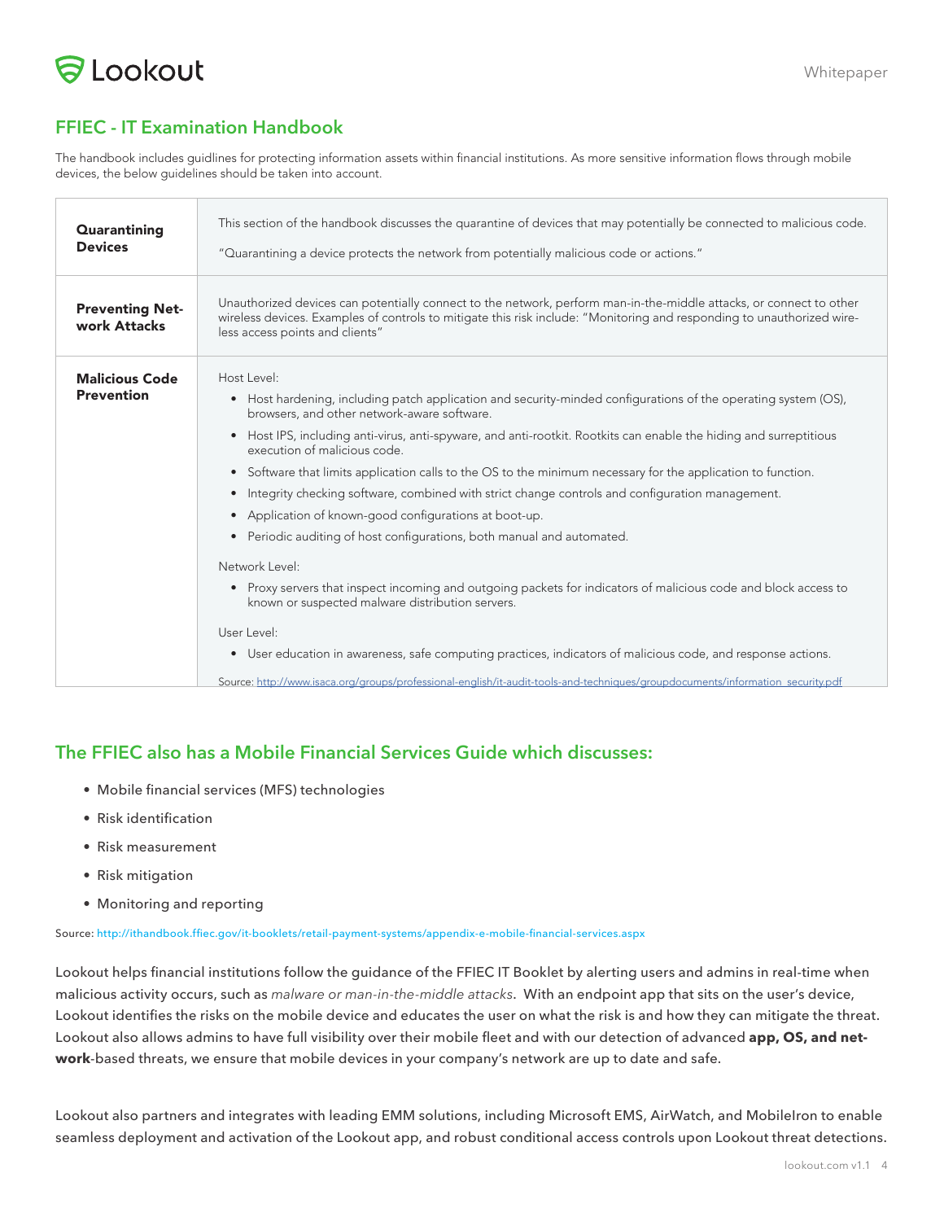## FFIEC - IT Examination Handbook

The handbook includes guidlines for protecting information assets within financial institutions. As more sensitive information flows through mobile devices, the below guidelines should be taken into account.

| | |
|---|---|
| **Quarantining Devices** | This section of the handbook discusses the quarantine of devices that may potentially be connected to malicious code.<br><br>"Quarantining a device protects the network from potentially malicious code or actions." |
| **Preventing Network Attacks** | Unauthorized devices can potentially connect to the network, perform man-in-the-middle attacks, or connect to other wireless devices. Examples of controls to mitigate this risk include: "Monitoring and responding to unauthorized wireless access points and clients" |
| **Malicious Code Prevention** | Host Level:<br>• Host hardening, including patch application and security-minded configurations of the operating system (OS), browsers, and other network-aware software.<br>• Host IPS, including anti-virus, anti-spyware, and anti-rootkit. Rootkits can enable the hiding and surreptitious execution of malicious code.<br>• Software that limits application calls to the OS to the minimum necessary for the application to function.<br>• Integrity checking software, combined with strict change controls and configuration management.<br>• Application of known-good configurations at boot-up.<br>• Periodic auditing of host configurations, both manual and automated.<br><br>Network Level:<br>• Proxy servers that inspect incoming and outgoing packets for indicators of malicious code and block access to known or suspected malware distribution servers.<br><br>User Level:<br>• User education in awareness, safe computing practices, indicators of malicious code, and response actions.<br><br>Source: http://www.isaca.org/groups/professional-english/it-audit-tools-and-techniques/groupdocuments/information_security.pdf |

## The FFIEC also has a Mobile Financial Services Guide which discusses:

- Mobile financial services (MFS) technologies
- Risk identification
- Risk measurement
- Risk mitigation
- Monitoring and reporting

Source: http://ithandbook.ffiec.gov/it-booklets/retail-payment-systems/appendix-e-mobile-financial-services.aspx

Lookout helps financial institutions follow the guidance of the FFIEC IT Booklet by alerting users and admins in real-time when malicious activity occurs, such as *malware or man-in-the-middle attacks*. With an endpoint app that sits on the user's device, Lookout identifies the risks on the mobile device and educates the user on what the risk is and how they can mitigate the threat. Lookout also allows admins to have full visibility over their mobile fleet and with our detection of advanced **app, OS, and network**-based threats, we ensure that mobile devices in your company's network are up to date and safe.

Lookout also partners and integrates with leading EMM solutions, including Microsoft EMS, AirWatch, and MobileIron to enable seamless deployment and activation of the Lookout app, and robust conditional access controls upon Lookout threat detections.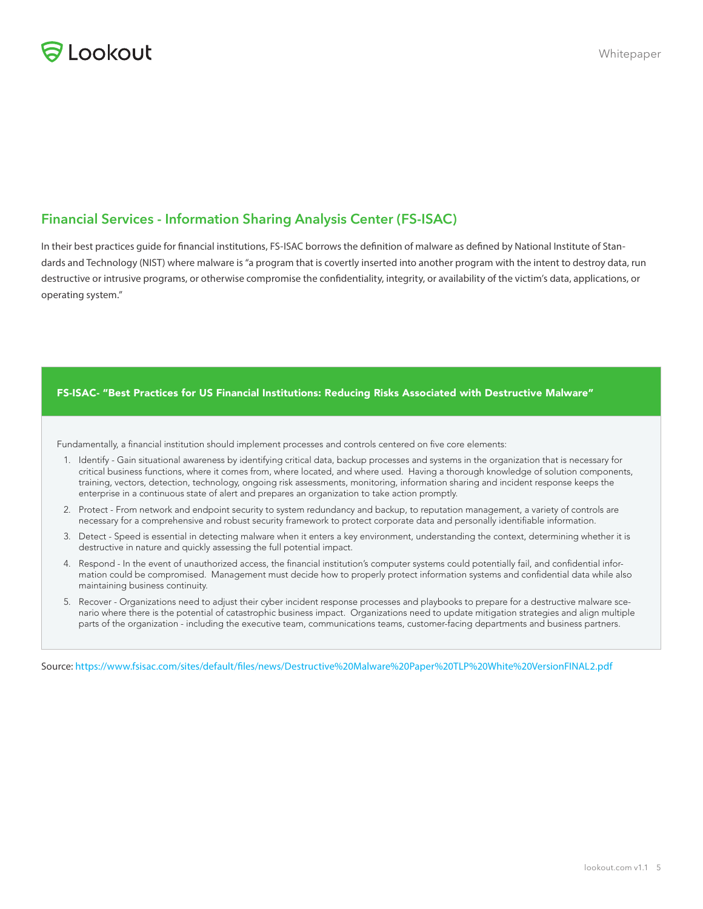## Financial Services - Information Sharing Analysis Center (FS-ISAC)

In their best practices guide for financial institutions, FS-ISAC borrows the definition of malware as defined by National Institute of Standards and Technology (NIST) where malware is "a program that is covertly inserted into another program with the intent to destroy data, run destructive or intrusive programs, or otherwise compromise the confidentiality, integrity, or availability of the victim's data, applications, or operating system."

**FS-ISAC- "Best Practices for US Financial Institutions: Reducing Risks Associated with Destructive Malware"**

Fundamentally, a financial institution should implement processes and controls centered on five core elements:

1. Identify - Gain situational awareness by identifying critical data, backup processes and systems in the organization that is necessary for critical business functions, where it comes from, where located, and where used. Having a thorough knowledge of solution components, training, vectors, detection, technology, ongoing risk assessments, monitoring, information sharing and incident response keeps the enterprise in a continuous state of alert and prepares an organization to take action promptly.
2. Protect - From network and endpoint security to system redundancy and backup, to reputation management, a variety of controls are necessary for a comprehensive and robust security framework to protect corporate data and personally identifiable information.
3. Detect - Speed is essential in detecting malware when it enters a key environment, understanding the context, determining whether it is destructive in nature and quickly assessing the full potential impact.
4. Respond - In the event of unauthorized access, the financial institution's computer systems could potentially fail, and confidential information could be compromised. Management must decide how to properly protect information systems and confidential data while also maintaining business continuity.
5. Recover - Organizations need to adjust their cyber incident response processes and playbooks to prepare for a destructive malware scenario where there is the potential of catastrophic business impact. Organizations need to update mitigation strategies and align multiple parts of the organization - including the executive team, communications teams, customer-facing departments and business partners.

Source: https://www.fsisac.com/sites/default/files/news/Destructive%20Malware%20Paper%20TLP%20White%20VersionFINAL2.pdf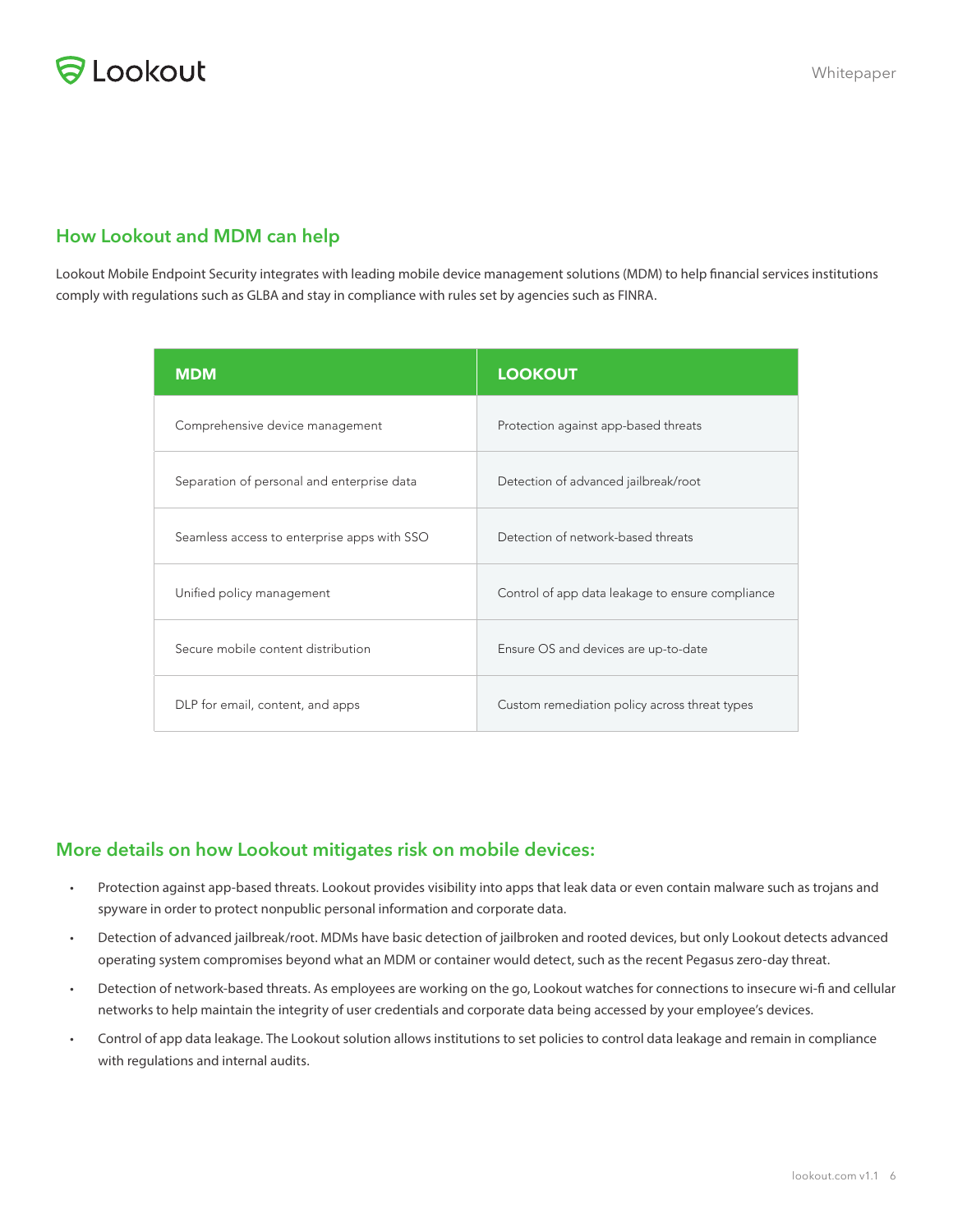## How Lookout and MDM can help

Lookout Mobile Endpoint Security integrates with leading mobile device management solutions (MDM) to help financial services institutions comply with regulations such as GLBA and stay in compliance with rules set by agencies such as FINRA.

| MDM | LOOKOUT |
| --- | --- |
| Comprehensive device management | Protection against app-based threats |
| Separation of personal and enterprise data | Detection of advanced jailbreak/root |
| Seamless access to enterprise apps with SSO | Detection of network-based threats |
| Unified policy management | Control of app data leakage to ensure compliance |
| Secure mobile content distribution | Ensure OS and devices are up-to-date |
| DLP for email, content, and apps | Custom remediation policy across threat types |

## More details on how Lookout mitigates risk on mobile devices:

- Protection against app-based threats. Lookout provides visibility into apps that leak data or even contain malware such as trojans and spyware in order to protect nonpublic personal information and corporate data.
- Detection of advanced jailbreak/root. MDMs have basic detection of jailbroken and rooted devices, but only Lookout detects advanced operating system compromises beyond what an MDM or container would detect, such as the recent Pegasus zero-day threat.
- Detection of network-based threats. As employees are working on the go, Lookout watches for connections to insecure wi-fi and cellular networks to help maintain the integrity of user credentials and corporate data being accessed by your employee's devices.
- Control of app data leakage. The Lookout solution allows institutions to set policies to control data leakage and remain in compliance with regulations and internal audits.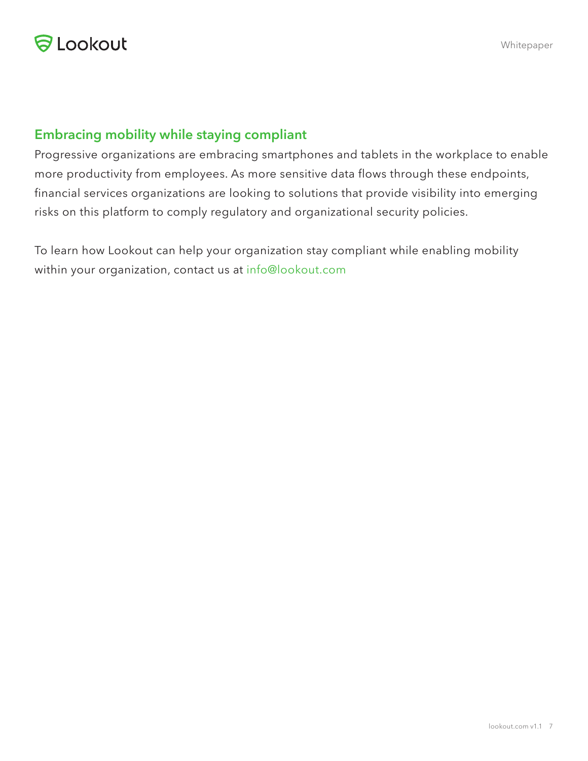## Embracing mobility while staying compliant

Progressive organizations are embracing smartphones and tablets in the workplace to enable more productivity from employees. As more sensitive data flows through these endpoints, financial services organizations are looking to solutions that provide visibility into emerging risks on this platform to comply regulatory and organizational security policies.

To learn how Lookout can help your organization stay compliant while enabling mobility within your organization, contact us at info@lookout.com